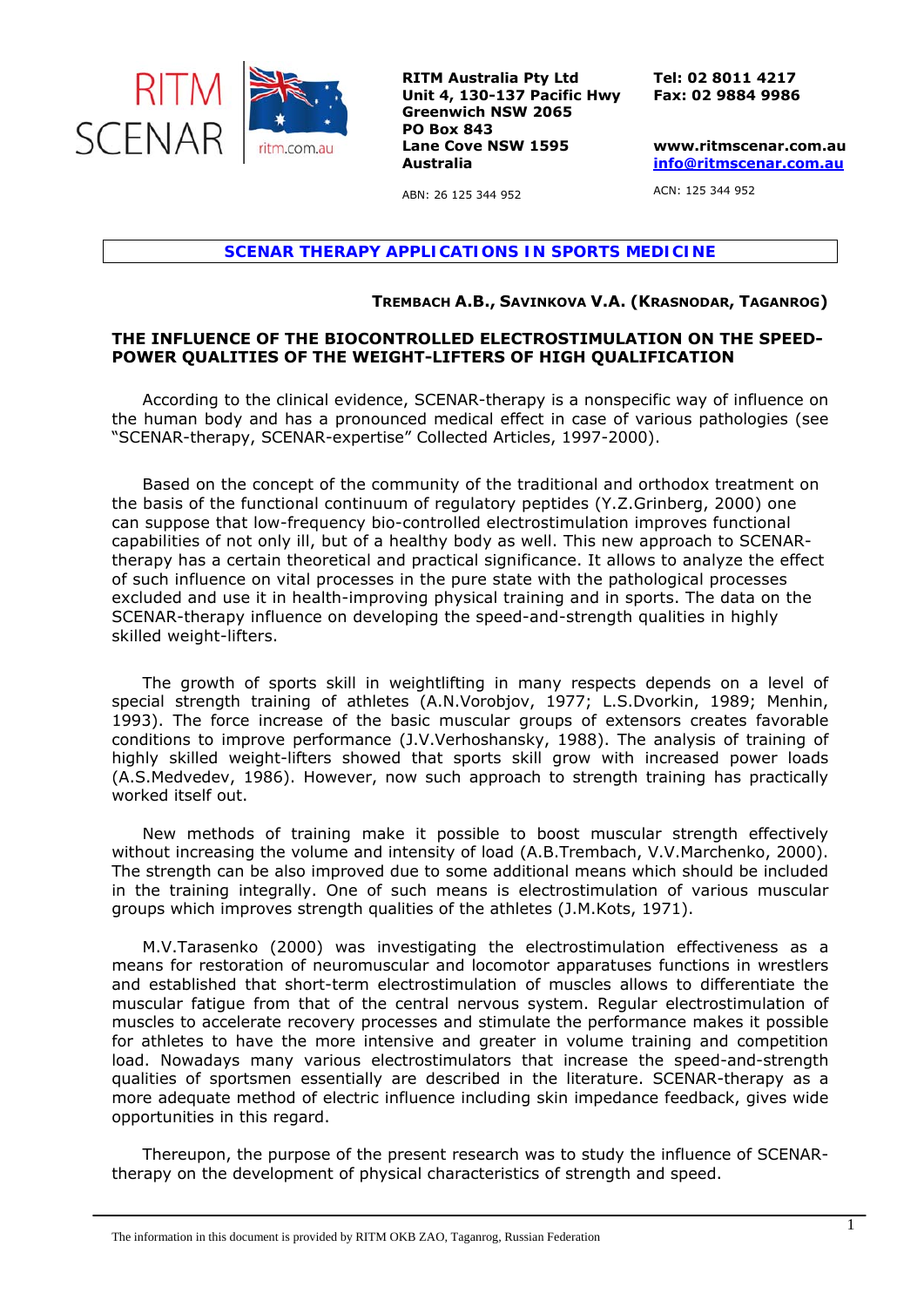RITM SCENAR ritm.com.au

**RITM Australia Pty Ltd**
**Unit 4, 130-137 Pacific Hwy**
**Greenwich NSW 2065**
**PO Box 843**
**Lane Cove NSW 1595**
**Australia**

ABN: 26 125 344 952

**Tel: 02 8011 4217**
**Fax: 02 9884 9986**

**www.ritmscenar.com.au**
**info@ritmscenar.com.au**

ACN: 125 344 952

## SCENAR THERAPY APPLICATIONS IN SPORTS MEDICINE

**TREMBACH A.B., SAVINKOVA V.A. (KRASNODAR, TAGANROG)**

### THE INFLUENCE OF THE BIOCONTROLLED ELECTROSTIMULATION ON THE SPEED-POWER QUALITIES OF THE WEIGHT-LIFTERS OF HIGH QUALIFICATION

According to the clinical evidence, SCENAR-therapy is a nonspecific way of influence on the human body and has a pronounced medical effect in case of various pathologies (see "SCENAR-therapy, SCENAR-expertise" Collected Articles, 1997-2000).

Based on the concept of the community of the traditional and orthodox treatment on the basis of the functional continuum of regulatory peptides (Y.Z.Grinberg, 2000) one can suppose that low-frequency bio-controlled electrostimulation improves functional capabilities of not only ill, but of a healthy body as well. This new approach to SCENAR-therapy has a certain theoretical and practical significance. It allows to analyze the effect of such influence on vital processes in the pure state with the pathological processes excluded and use it in health-improving physical training and in sports. The data on the SCENAR-therapy influence on developing the speed-and-strength qualities in highly skilled weight-lifters.

The growth of sports skill in weightlifting in many respects depends on a level of special strength training of athletes (A.N.Vorobjov, 1977; L.S.Dvorkin, 1989; Menhin, 1993). The force increase of the basic muscular groups of extensors creates favorable conditions to improve performance (J.V.Verhoshansky, 1988). The analysis of training of highly skilled weight-lifters showed that sports skill grow with increased power loads (A.S.Medvedev, 1986). However, now such approach to strength training has practically worked itself out.

New methods of training make it possible to boost muscular strength effectively without increasing the volume and intensity of load (A.B.Trembach, V.V.Marchenko, 2000). The strength can be also improved due to some additional means which should be included in the training integrally. One of such means is electrostimulation of various muscular groups which improves strength qualities of the athletes (J.M.Kots, 1971).

M.V.Tarasenko (2000) was investigating the electrostimulation effectiveness as a means for restoration of neuromuscular and locomotor apparatuses functions in wrestlers and established that short-term electrostimulation of muscles allows to differentiate the muscular fatigue from that of the central nervous system. Regular electrostimulation of muscles to accelerate recovery processes and stimulate the performance makes it possible for athletes to have the more intensive and greater in volume training and competition load. Nowadays many various electrostimulators that increase the speed-and-strength qualities of sportsmen essentially are described in the literature. SCENAR-therapy as a more adequate method of electric influence including skin impedance feedback, gives wide opportunities in this regard.

Thereupon, the purpose of the present research was to study the influence of SCENAR-therapy on the development of physical characteristics of strength and speed.

The information in this document is provided by RITM OKB ZAO, Taganrog, Russian Federation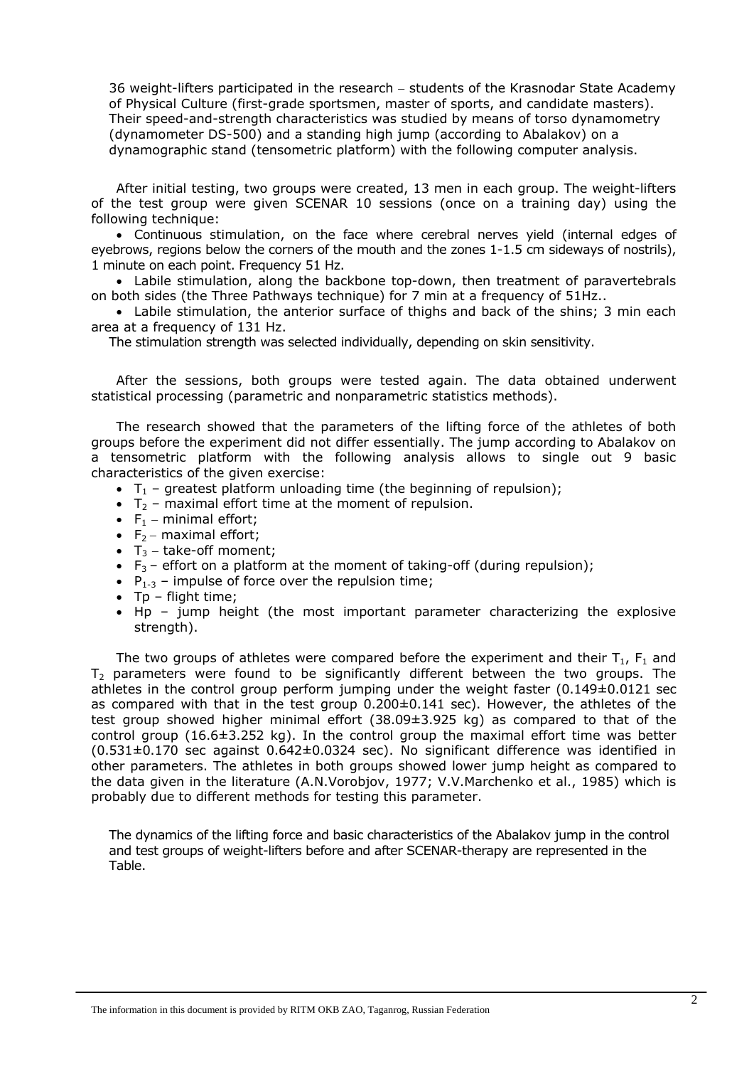36 weight-lifters participated in the research – students of the Krasnodar State Academy of Physical Culture (first-grade sportsmen, master of sports, and candidate masters). Their speed-and-strength characteristics was studied by means of torso dynamometry (dynamometer DS-500) and a standing high jump (according to Abalakov) on a dynamographic stand (tensometric platform) with the following computer analysis.

After initial testing, two groups were created, 13 men in each group. The weight-lifters of the test group were given SCENAR 10 sessions (once on a training day) using the following technique:

- Continuous stimulation, on the face where cerebral nerves yield (internal edges of eyebrows, regions below the corners of the mouth and the zones 1-1.5 cm sideways of nostrils), 1 minute on each point. Frequency 51 Hz.
- Labile stimulation, along the backbone top-down, then treatment of paravertebrals on both sides (the Three Pathways technique) for 7 min at a frequency of 51Hz..
- Labile stimulation, the anterior surface of thighs and back of the shins; 3 min each area at a frequency of 131 Hz.

The stimulation strength was selected individually, depending on skin sensitivity.

After the sessions, both groups were tested again. The data obtained underwent statistical processing (parametric and nonparametric statistics methods).

The research showed that the parameters of the lifting force of the athletes of both groups before the experiment did not differ essentially. The jump according to Abalakov on a tensometric platform with the following analysis allows to single out 9 basic characteristics of the given exercise:

- $T_1$ – greatest platform unloading time (the beginning of repulsion);
- $T_2$ – maximal effort time at the moment of repulsion.
- $F_1$ – minimal effort;
- $F_2$ – maximal effort;
- $T_3$ – take-off moment;
- $F_3$ – effort on a platform at the moment of taking-off (during repulsion);
- $P_{1\text{-}3}$ – impulse of force over the repulsion time;
- Tp – flight time;
- Hp – jump height (the most important parameter characterizing the explosive strength).

The two groups of athletes were compared before the experiment and their $T_1$, $F_1$ and $T_2$ parameters were found to be significantly different between the two groups. The athletes in the control group perform jumping under the weight faster (0.149±0.0121 sec as compared with that in the test group 0.200±0.141 sec). However, the athletes of the test group showed higher minimal effort (38.09±3.925 kg) as compared to that of the control group (16.6±3.252 kg). In the control group the maximal effort time was better (0.531±0.170 sec against 0.642±0.0324 sec). No significant difference was identified in other parameters. The athletes in both groups showed lower jump height as compared to the data given in the literature (A.N.Vorobjov, 1977; V.V.Marchenko et al., 1985) which is probably due to different methods for testing this parameter.

The dynamics of the lifting force and basic characteristics of the Abalakov jump in the control and test groups of weight-lifters before and after SCENAR-therapy are represented in the Table.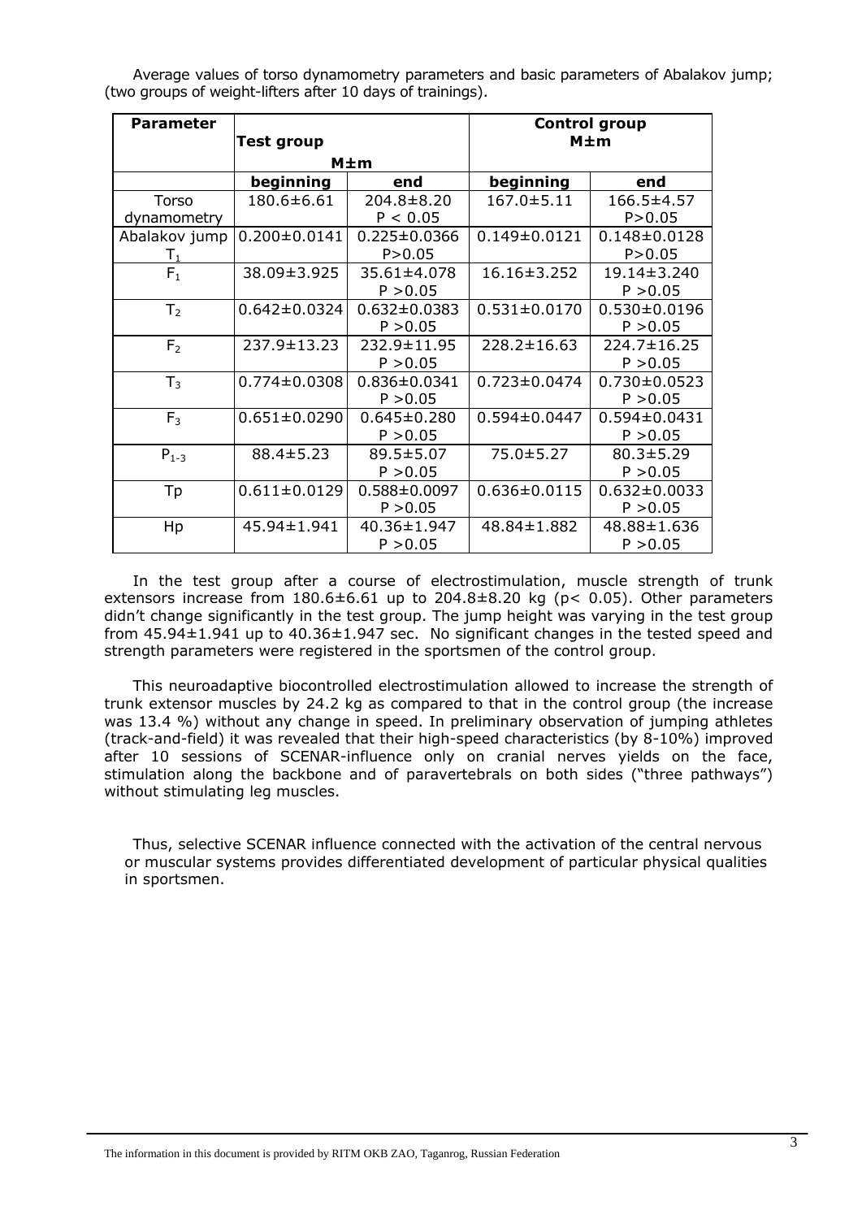Average values of torso dynamometry parameters and basic parameters of Abalakov jump; (two groups of weight-lifters after 10 days of trainings).

| Parameter | Test group M±m | | Control group M±m | |
|---|---|---|---|---|
| | beginning | end | beginning | end |
| Torso dynamometry | 180.6±6.61 | 204.8±8.20 $P < 0.05$ | 167.0±5.11 | 166.5±4.57 $P>0.05$ |
| Abalakov jump $T_1$ | 0.200±0.0141 | 0.225±0.0366 $P>0.05$ | 0.149±0.0121 | 0.148±0.0128 $P>0.05$ |
| $F_1$ | 38.09±3.925 | 35.61±4.078 $P > 0.05$ | 16.16±3.252 | 19.14±3.240 $P > 0.05$ |
| $T_2$ | 0.642±0.0324 | 0.632±0.0383 $P > 0.05$ | 0.531±0.0170 | 0.530±0.0196 $P > 0.05$ |
| $F_2$ | 237.9±13.23 | 232.9±11.95 $P > 0.05$ | 228.2±16.63 | 224.7±16.25 $P > 0.05$ |
| $T_3$ | 0.774±0.0308 | 0.836±0.0341 $P > 0.05$ | 0.723±0.0474 | 0.730±0.0523 $P > 0.05$ |
| $F_3$ | 0.651±0.0290 | 0.645±0.280 $P > 0.05$ | 0.594±0.0447 | 0.594±0.0431 $P > 0.05$ |
| $P_{1-3}$ | 88.4±5.23 | 89.5±5.07 $P > 0.05$ | 75.0±5.27 | 80.3±5.29 $P > 0.05$ |
| Tp | 0.611±0.0129 | 0.588±0.0097 $P > 0.05$ | 0.636±0.0115 | 0.632±0.0033 $P > 0.05$ |
| Hp | 45.94±1.941 | 40.36±1.947 $P > 0.05$ | 48.84±1.882 | 48.88±1.636 $P > 0.05$ |

In the test group after a course of electrostimulation, muscle strength of trunk extensors increase from 180.6±6.61 up to 204.8±8.20 kg ($p < 0.05$). Other parameters didn't change significantly in the test group. The jump height was varying in the test group from 45.94±1.941 up to 40.36±1.947 sec. No significant changes in the tested speed and strength parameters were registered in the sportsmen of the control group.

This neuroadaptive biocontrolled electrostimulation allowed to increase the strength of trunk extensor muscles by 24.2 kg as compared to that in the control group (the increase was 13.4 %) without any change in speed. In preliminary observation of jumping athletes (track-and-field) it was revealed that their high-speed characteristics (by 8-10%) improved after 10 sessions of SCENAR-influence only on cranial nerves yields on the face, stimulation along the backbone and of paravertebrals on both sides ("three pathways") without stimulating leg muscles.

Thus, selective SCENAR influence connected with the activation of the central nervous or muscular systems provides differentiated development of particular physical qualities in sportsmen.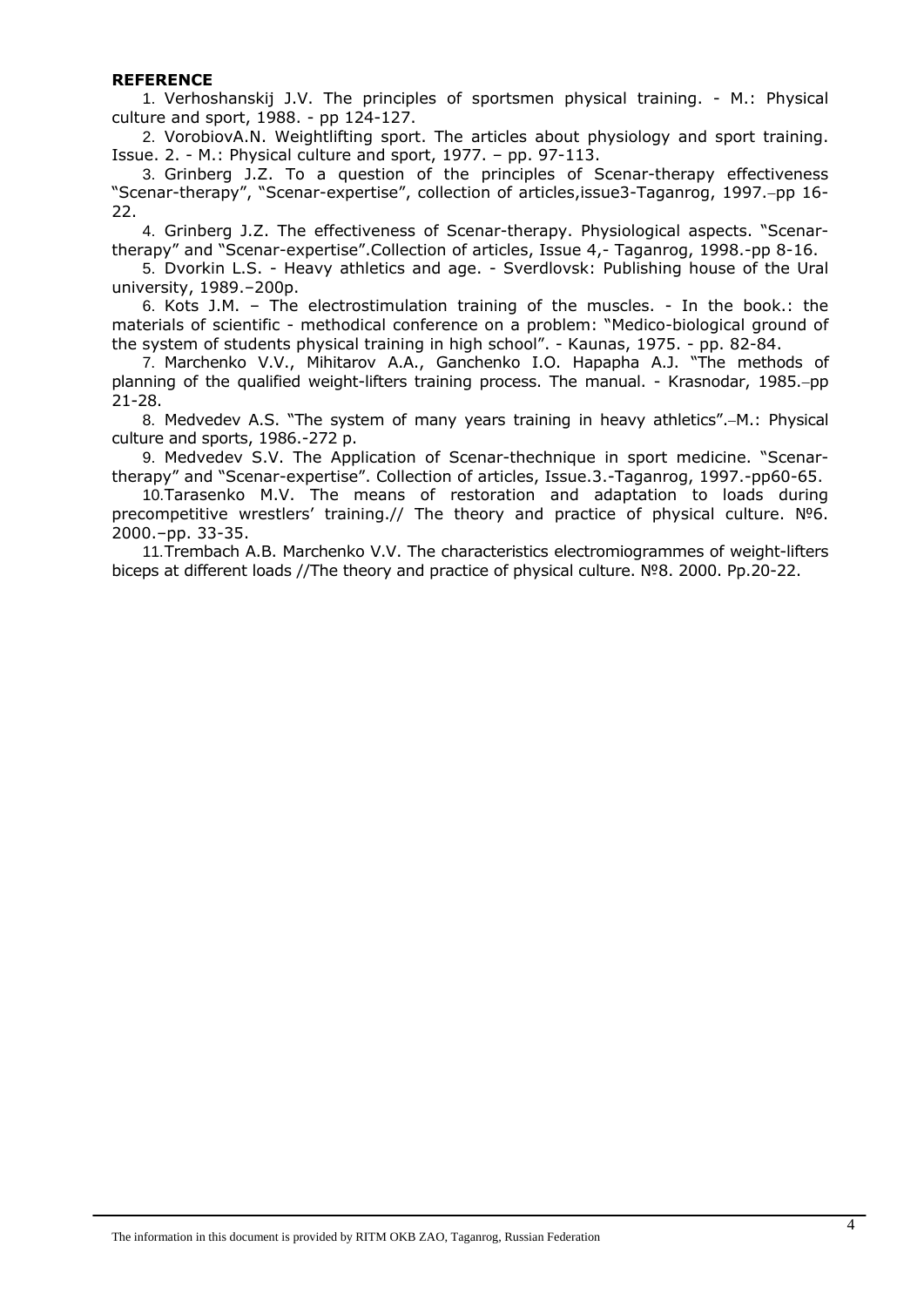**REFERENCE**

1. Verhoshanskij J.V. The principles of sportsmen physical training. - M.: Physical culture and sport, 1988. - pp 124-127.
2. VorobiovA.N. Weightlifting sport. The articles about physiology and sport training. Issue. 2. - M.: Physical culture and sport, 1977. – pp. 97-113.
3. Grinberg J.Z. To a question of the principles of Scenar-therapy effectiveness "Scenar-therapy", "Scenar-expertise", collection of articles,issue3-Taganrog, 1997.–pp 16-22.
4. Grinberg J.Z. The effectiveness of Scenar-therapy. Physiological aspects. "Scenar-therapy" and "Scenar-expertise".Collection of articles, Issue 4,- Taganrog, 1998.-pp 8-16.
5. Dvorkin L.S. - Heavy athletics and age. - Sverdlovsk: Publishing house of the Ural university, 1989.–200p.
6. Kots J.M. – The electrostimulation training of the muscles. - In the book.: the materials of scientific - methodical conference on a problem: "Medico-biological ground of the system of students physical training in high school". - Kaunas, 1975. - pp. 82-84.
7. Marchenko V.V., Mihitarov A.A., Ganchenko I.O. Hapapha A.J. "The methods of planning of the qualified weight-lifters training process. The manual. - Krasnodar, 1985.–pp 21-28.
8. Medvedev A.S. "The system of many years training in heavy athletics".–M.: Physical culture and sports, 1986.-272 p.
9. Medvedev S.V. The Application of Scenar-thechnique in sport medicine. "Scenar-therapy" and "Scenar-expertise". Collection of articles, Issue.3.-Taganrog, 1997.-pp60-65.
10. Tarasenko M.V. The means of restoration and adaptation to loads during precompetitive wrestlers' training.// The theory and practice of physical culture. №6. 2000.–pp. 33-35.
11. Trembach A.B. Marchenko V.V. The characteristics electromiogrammes of weight-lifters biceps at different loads //The theory and practice of physical culture. №8. 2000. Pp.20-22.

The information in this document is provided by RITM OKB ZAO, Taganrog, Russian Federation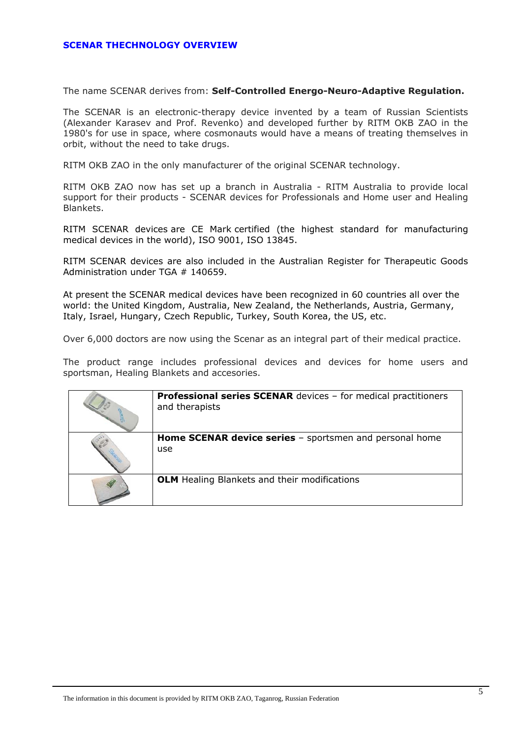## SCENAR THECHNOLOGY OVERVIEW

The name SCENAR derives from: **Self-Controlled Energo-Neuro-Adaptive Regulation.**

The SCENAR is an electronic-therapy device invented by a team of Russian Scientists (Alexander Karasev and Prof. Revenko) and developed further by RITM OKB ZAO in the 1980's for use in space, where cosmonauts would have a means of treating themselves in orbit, without the need to take drugs.

RITM OKB ZAO in the only manufacturer of the original SCENAR technology.

RITM OKB ZAO now has set up a branch in Australia - RITM Australia to provide local support for their products - SCENAR devices for Professionals and Home user and Healing Blankets.

RITM SCENAR devices are CE Mark certified (the highest standard for manufacturing medical devices in the world), ISO 9001, ISO 13845.

RITM SCENAR devices are also included in the Australian Register for Therapeutic Goods Administration under TGA # 140659.

At present the SCENAR medical devices have been recognized in 60 countries all over the world: the United Kingdom, Australia, New Zealand, the Netherlands, Austria, Germany, Italy, Israel, Hungary, Czech Republic, Turkey, South Korea, the US, etc.

Over 6,000 doctors are now using the Scenar as an integral part of their medical practice.

The product range includes professional devices and devices for home users and sportsman, Healing Blankets and accesories.

| | |
|---|---|
| | **Professional series SCENAR** devices – for medical practitioners and therapists |
| | **Home SCENAR device series** – sportsmen and personal home use |
| | **OLM** Healing Blankets and their modifications |

The information in this document is provided by RITM OKB ZAO, Taganrog, Russian Federation